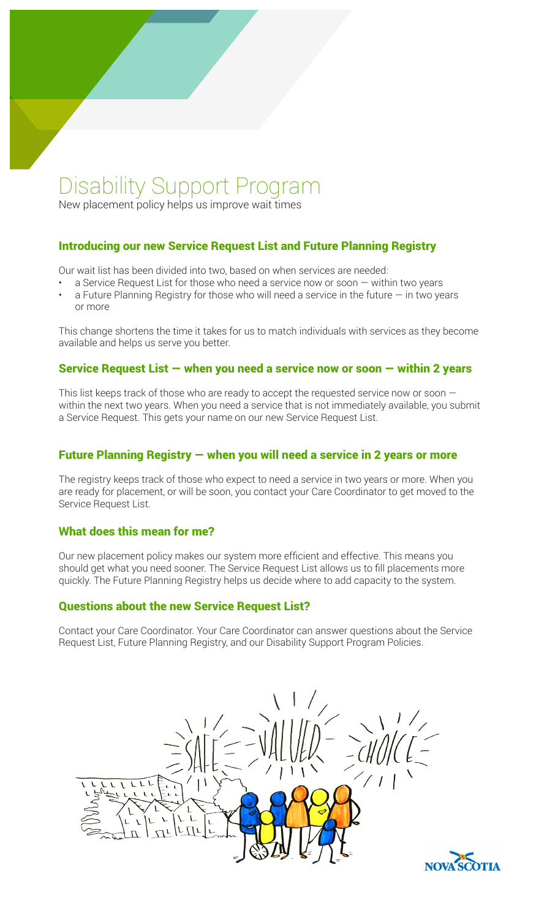# Disability Support Program

New placement policy helps us improve wait times

## Introducing our new Service Request List and Future Planning Registry

Our wait list has been divided into two, based on when services are needed:

- a Service Request List for those who need a service now or soon — within two years
- a Future Planning Registry for those who will need a service in the future — in two years or more

This change shortens the time it takes for us to match individuals with services as they become available and helps us serve you better.

## Service Request List — when you need a service now or soon — within 2 years

This list keeps track of those who are ready to accept the requested service now or soon — within the next two years. When you need a service that is not immediately available, you submit a Service Request. This gets your name on our new Service Request List.

## Future Planning Registry — when you will need a service in 2 years or more

The registry keeps track of those who expect to need a service in two years or more. When you are ready for placement, or will be soon, you contact your Care Coordinator to get moved to the Service Request List.

## What does this mean for me?

Our new placement policy makes our system more efficient and effective. This means you should get what you need sooner. The Service Request List allows us to fill placements more quickly. The Future Planning Registry helps us decide where to add capacity to the system.

## Questions about the new Service Request List?

Contact your Care Coordinator. Your Care Coordinator can answer questions about the Service Request List, Future Planning Registry, and our Disability Support Program Policies.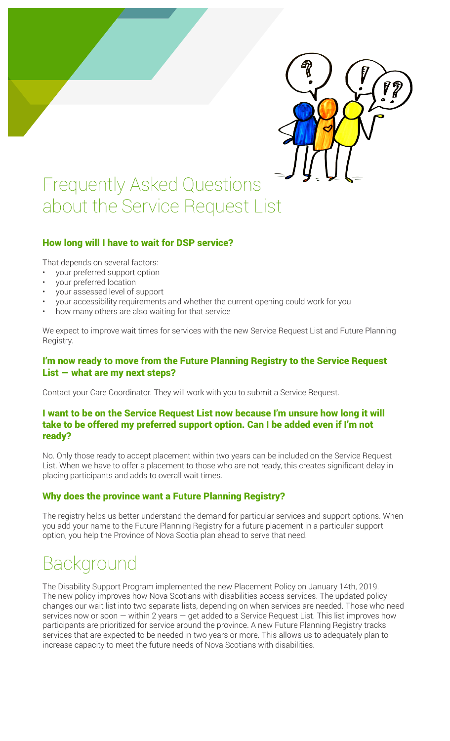# Frequently Asked Questions about the Service Request List

### How long will I have to wait for DSP service?

That depends on several factors:

- your preferred support option
- your preferred location
- your assessed level of support
- your accessibility requirements and whether the current opening could work for you
- how many others are also waiting for that service

We expect to improve wait times for services with the new Service Request List and Future Planning Registry.

### I'm now ready to move from the Future Planning Registry to the Service Request List — what are my next steps?

Contact your Care Coordinator. They will work with you to submit a Service Request.

### I want to be on the Service Request List now because I'm unsure how long it will take to be offered my preferred support option. Can I be added even if I'm not ready?

No. Only those ready to accept placement within two years can be included on the Service Request List. When we have to offer a placement to those who are not ready, this creates significant delay in placing participants and adds to overall wait times.

### Why does the province want a Future Planning Registry?

The registry helps us better understand the demand for particular services and support options. When you add your name to the Future Planning Registry for a future placement in a particular support option, you help the Province of Nova Scotia plan ahead to serve that need.

# Background

The Disability Support Program implemented the new Placement Policy on January 14th, 2019. The new policy improves how Nova Scotians with disabilities access services. The updated policy changes our wait list into two separate lists, depending on when services are needed. Those who need services now or soon — within 2 years — get added to a Service Request List. This list improves how participants are prioritized for service around the province. A new Future Planning Registry tracks services that are expected to be needed in two years or more. This allows us to adequately plan to increase capacity to meet the future needs of Nova Scotians with disabilities.